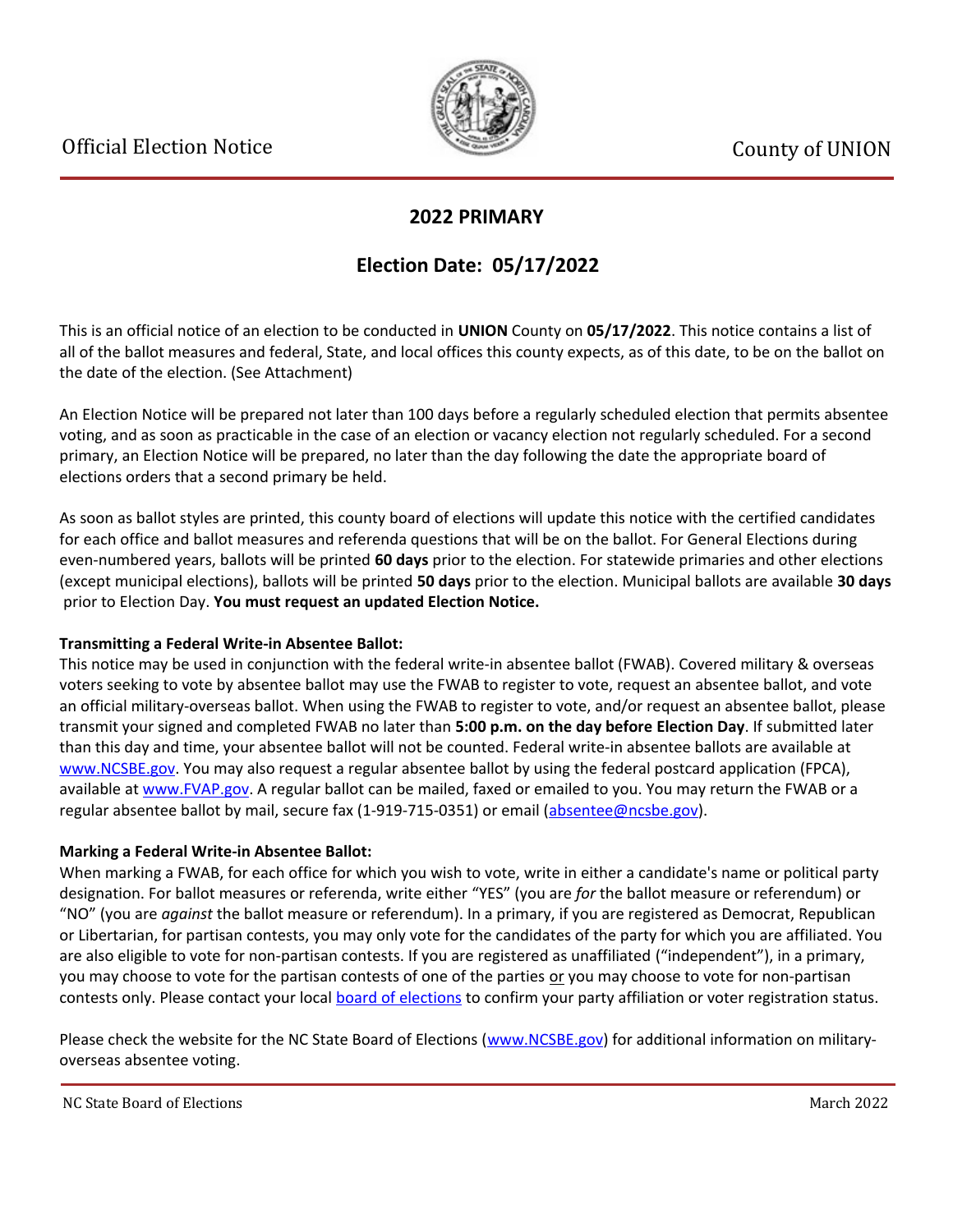Official Election Notice

County of UNION

## 2022 PRIMARY

## Election Date: 05/17/2022

This is an official notice of an election to be conducted in **UNION** County on **05/17/2022**. This notice contains a list of all of the ballot measures and federal, State, and local offices this county expects, as of this date, to be on the ballot on the date of the election. (See Attachment)

An Election Notice will be prepared not later than 100 days before a regularly scheduled election that permits absentee voting, and as soon as practicable in the case of an election or vacancy election not regularly scheduled. For a second primary, an Election Notice will be prepared, no later than the day following the date the appropriate board of elections orders that a second primary be held.

As soon as ballot styles are printed, this county board of elections will update this notice with the certified candidates for each office and ballot measures and referenda questions that will be on the ballot. For General Elections during even-numbered years, ballots will be printed **60 days** prior to the election. For statewide primaries and other elections (except municipal elections), ballots will be printed **50 days** prior to the election. Municipal ballots are available **30 days** prior to Election Day. **You must request an updated Election Notice.**

**Transmitting a Federal Write-in Absentee Ballot:**

This notice may be used in conjunction with the federal write-in absentee ballot (FWAB). Covered military & overseas voters seeking to vote by absentee ballot may use the FWAB to register to vote, request an absentee ballot, and vote an official military-overseas ballot. When using the FWAB to register to vote, and/or request an absentee ballot, please transmit your signed and completed FWAB no later than **5:00 p.m. on the day before Election Day**. If submitted later than this day and time, your absentee ballot will not be counted. Federal write-in absentee ballots are available at www.NCSBE.gov. You may also request a regular absentee ballot by using the federal postcard application (FPCA), available at www.FVAP.gov. A regular ballot can be mailed, faxed or emailed to you. You may return the FWAB or a regular absentee ballot by mail, secure fax (1-919-715-0351) or email (absentee@ncsbe.gov).

**Marking a Federal Write-in Absentee Ballot:**

When marking a FWAB, for each office for which you wish to vote, write in either a candidate's name or political party designation. For ballot measures or referenda, write either "YES" (you are *for* the ballot measure or referendum) or "NO" (you are *against* the ballot measure or referendum). In a primary, if you are registered as Democrat, Republican or Libertarian, for partisan contests, you may only vote for the candidates of the party for which you are affiliated. You are also eligible to vote for non-partisan contests. If you are registered as unaffiliated ("independent"), in a primary, you may choose to vote for the partisan contests of one of the parties or you may choose to vote for non-partisan contests only. Please contact your local board of elections to confirm your party affiliation or voter registration status.

Please check the website for the NC State Board of Elections (www.NCSBE.gov) for additional information on military-overseas absentee voting.

NC State Board of Elections — March 2022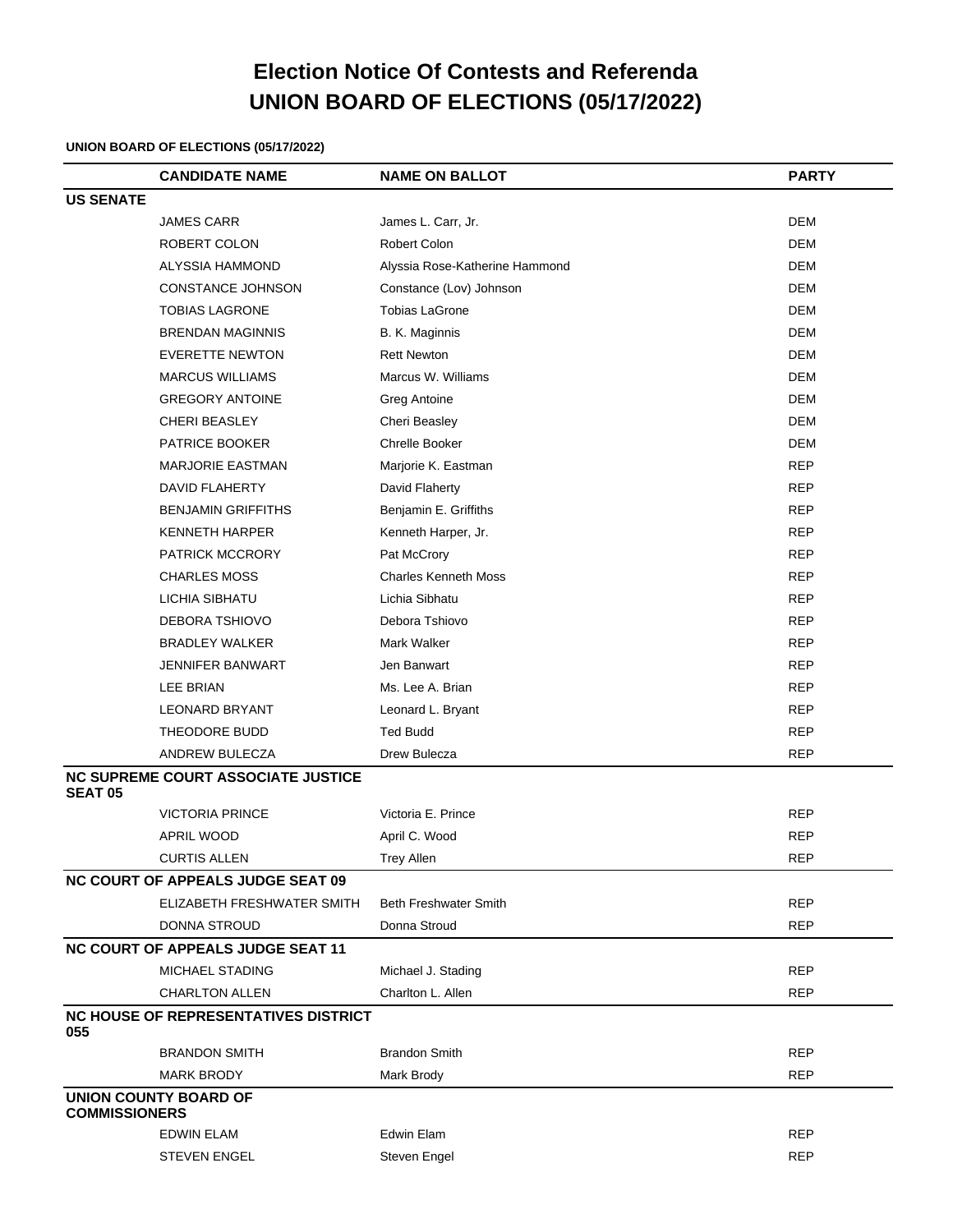# Election Notice Of Contests and Referenda
# UNION BOARD OF ELECTIONS (05/17/2022)

**UNION BOARD OF ELECTIONS (05/17/2022)**

| | CANDIDATE NAME | NAME ON BALLOT | PARTY |
|---|---|---|---|
| **US SENATE** | | | |
| | JAMES CARR | James L. Carr, Jr. | DEM |
| | ROBERT COLON | Robert Colon | DEM |
| | ALYSSIA HAMMOND | Alyssia Rose-Katherine Hammond | DEM |
| | CONSTANCE JOHNSON | Constance (Lov) Johnson | DEM |
| | TOBIAS LAGRONE | Tobias LaGrone | DEM |
| | BRENDAN MAGINNIS | B. K. Maginnis | DEM |
| | EVERETTE NEWTON | Rett Newton | DEM |
| | MARCUS WILLIAMS | Marcus W. Williams | DEM |
| | GREGORY ANTOINE | Greg Antoine | DEM |
| | CHERI BEASLEY | Cheri Beasley | DEM |
| | PATRICE BOOKER | Chrelle Booker | DEM |
| | MARJORIE EASTMAN | Marjorie K. Eastman | REP |
| | DAVID FLAHERTY | David Flaherty | REP |
| | BENJAMIN GRIFFITHS | Benjamin E. Griffiths | REP |
| | KENNETH HARPER | Kenneth Harper, Jr. | REP |
| | PATRICK MCCRORY | Pat McCrory | REP |
| | CHARLES MOSS | Charles Kenneth Moss | REP |
| | LICHIA SIBHATU | Lichia Sibhatu | REP |
| | DEBORA TSHIOVO | Debora Tshiovo | REP |
| | BRADLEY WALKER | Mark Walker | REP |
| | JENNIFER BANWART | Jen Banwart | REP |
| | LEE BRIAN | Ms. Lee A. Brian | REP |
| | LEONARD BRYANT | Leonard L. Bryant | REP |
| | THEODORE BUDD | Ted Budd | REP |
| | ANDREW BULECZA | Drew Bulecza | REP |
| **NC SUPREME COURT ASSOCIATE JUSTICE SEAT 05** | | | |
| | VICTORIA PRINCE | Victoria E. Prince | REP |
| | APRIL WOOD | April C. Wood | REP |
| | CURTIS ALLEN | Trey Allen | REP |
| **NC COURT OF APPEALS JUDGE SEAT 09** | | | |
| | ELIZABETH FRESHWATER SMITH | Beth Freshwater Smith | REP |
| | DONNA STROUD | Donna Stroud | REP |
| **NC COURT OF APPEALS JUDGE SEAT 11** | | | |
| | MICHAEL STADING | Michael J. Stading | REP |
| | CHARLTON ALLEN | Charlton L. Allen | REP |
| **NC HOUSE OF REPRESENTATIVES DISTRICT 055** | | | |
| | BRANDON SMITH | Brandon Smith | REP |
| | MARK BRODY | Mark Brody | REP |
| **UNION COUNTY BOARD OF COMMISSIONERS** | | | |
| | EDWIN ELAM | Edwin Elam | REP |
| | STEVEN ENGEL | Steven Engel | REP |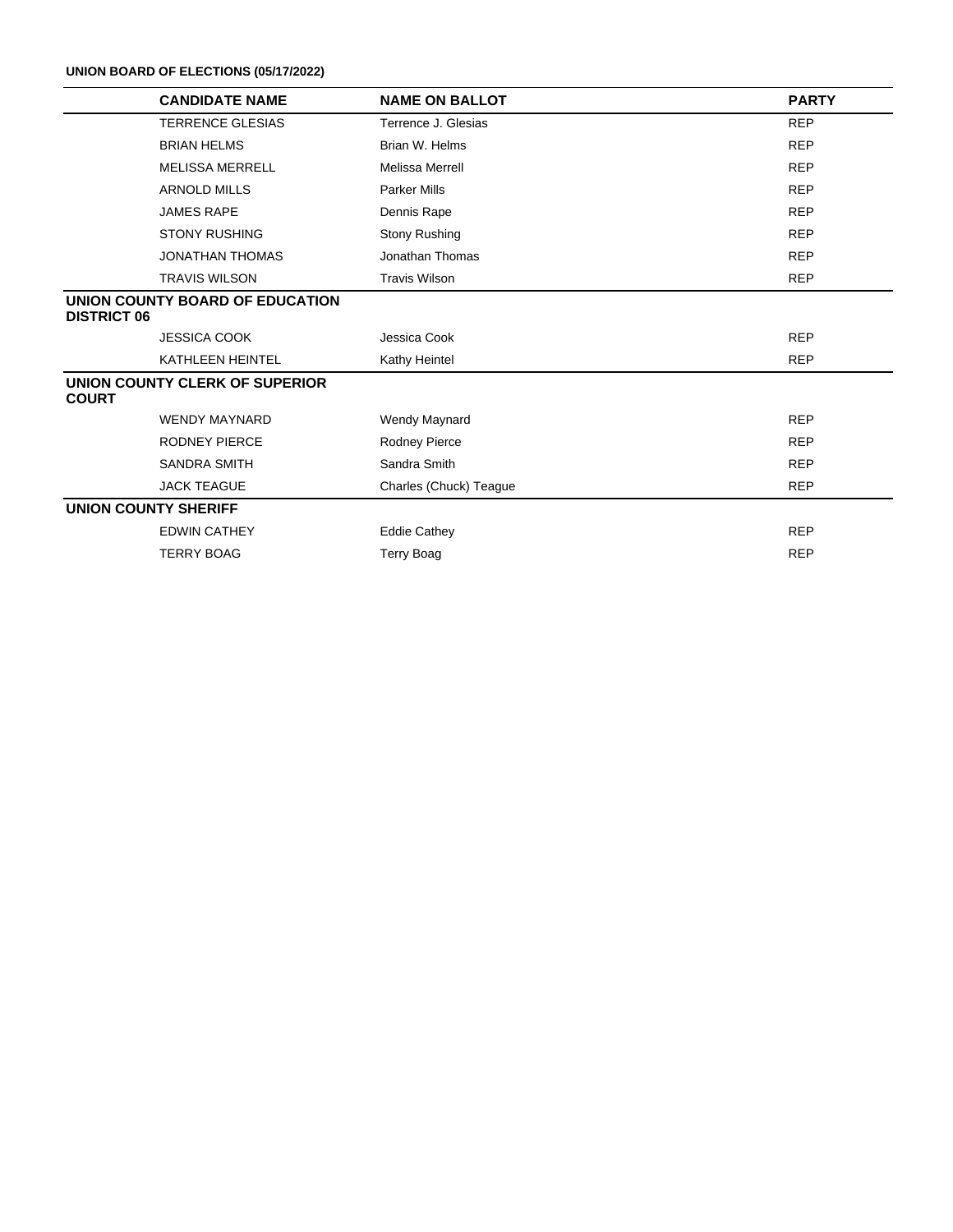**UNION BOARD OF ELECTIONS (05/17/2022)**

| | CANDIDATE NAME | NAME ON BALLOT | PARTY |
|---|---|---|---|
| | TERRENCE GLESIAS | Terrence J. Glesias | REP |
| | BRIAN HELMS | Brian W. Helms | REP |
| | MELISSA MERRELL | Melissa Merrell | REP |
| | ARNOLD MILLS | Parker Mills | REP |
| | JAMES RAPE | Dennis Rape | REP |
| | STONY RUSHING | Stony Rushing | REP |
| | JONATHAN THOMAS | Jonathan Thomas | REP |
| | TRAVIS WILSON | Travis Wilson | REP |
| **UNION COUNTY BOARD OF EDUCATION DISTRICT 06** | | | |
| | JESSICA COOK | Jessica Cook | REP |
| | KATHLEEN HEINTEL | Kathy Heintel | REP |
| **UNION COUNTY CLERK OF SUPERIOR COURT** | | | |
| | WENDY MAYNARD | Wendy Maynard | REP |
| | RODNEY PIERCE | Rodney Pierce | REP |
| | SANDRA SMITH | Sandra Smith | REP |
| | JACK TEAGUE | Charles (Chuck) Teague | REP |
| **UNION COUNTY SHERIFF** | | | |
| | EDWIN CATHEY | Eddie Cathey | REP |
| | TERRY BOAG | Terry Boag | REP |